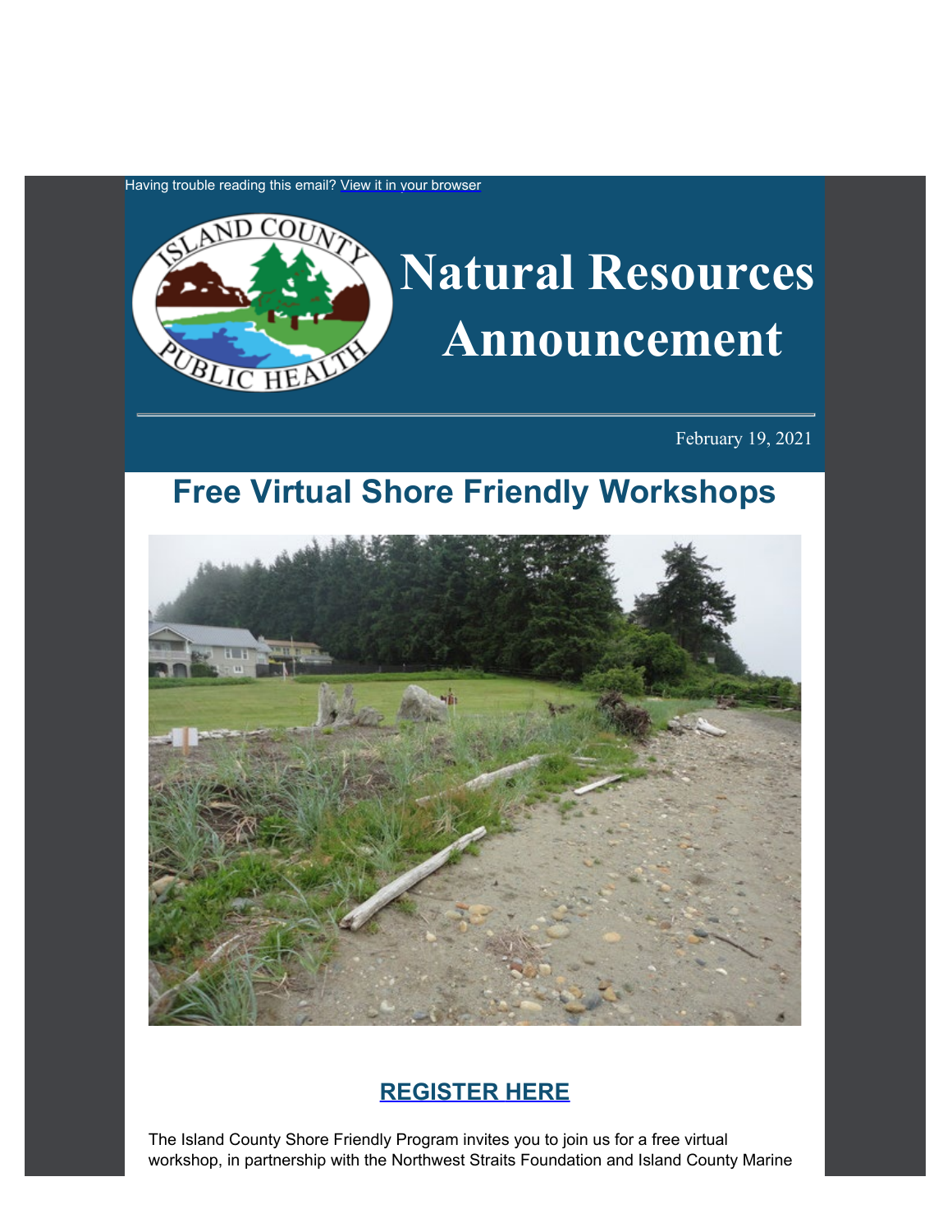Having trouble reading this email? View it in your browser

# Natural Resources Announcement

February 19, 2021

## Free Virtual Shore Friendly Workshops

**REGISTER HERE**

The Island County Shore Friendly Program invites you to join us for a free virtual workshop, in partnership with the Northwest Straits Foundation and Island County Marine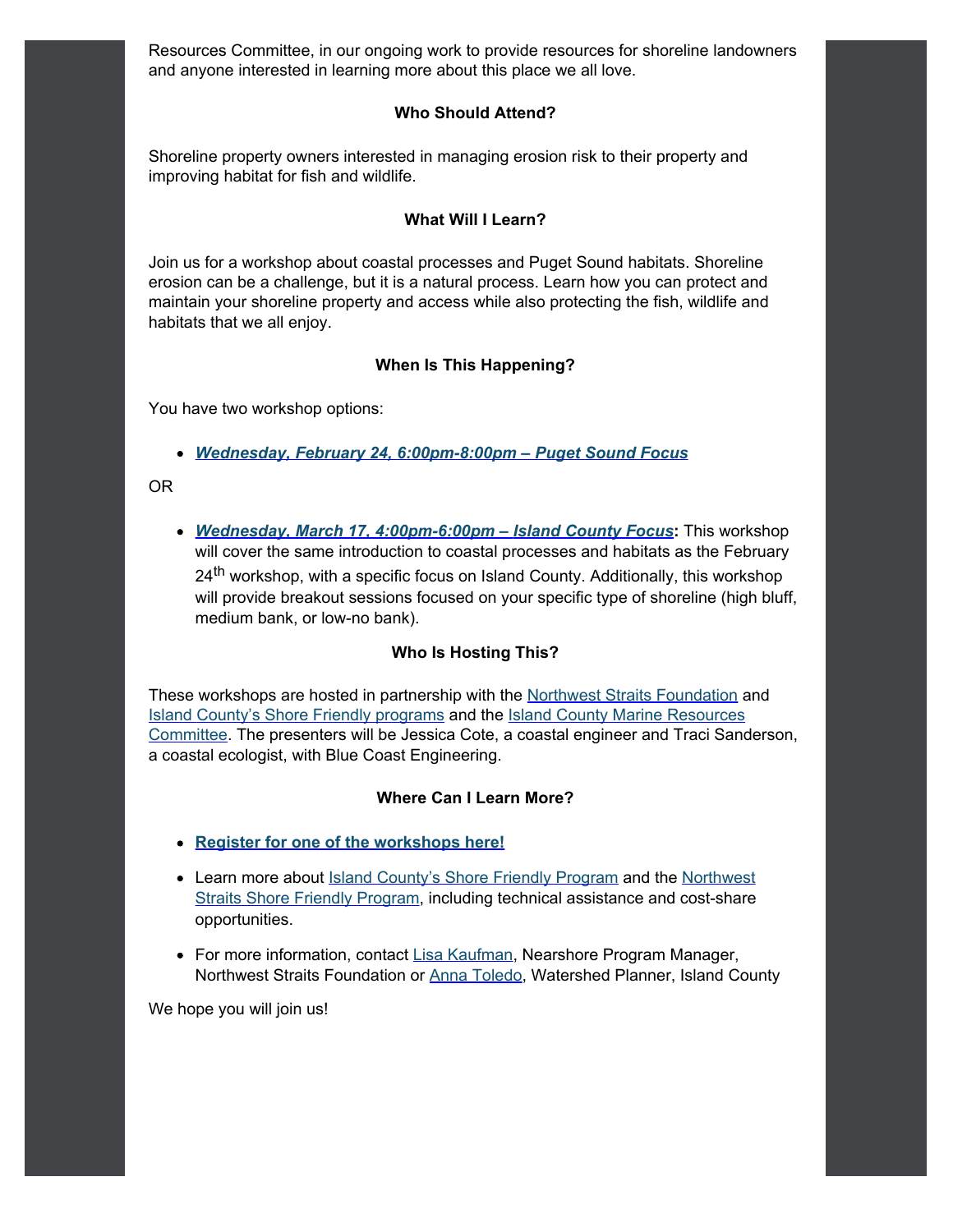Resources Committee, in our ongoing work to provide resources for shoreline landowners and anyone interested in learning more about this place we all love.

**Who Should Attend?**

Shoreline property owners interested in managing erosion risk to their property and improving habitat for fish and wildlife.

**What Will I Learn?**

Join us for a workshop about coastal processes and Puget Sound habitats. Shoreline erosion can be a challenge, but it is a natural process. Learn how you can protect and maintain your shoreline property and access while also protecting the fish, wildlife and habitats that we all enjoy.

**When Is This Happening?**

You have two workshop options:

- ***Wednesday, February 24, 6:00pm-8:00pm – Puget Sound Focus***

OR

- ***Wednesday, March 17, 4:00pm-6:00pm – Island County Focus*****:** This workshop will cover the same introduction to coastal processes and habitats as the February 24th workshop, with a specific focus on Island County. Additionally, this workshop will provide breakout sessions focused on your specific type of shoreline (high bluff, medium bank, or low-no bank).

**Who Is Hosting This?**

These workshops are hosted in partnership with the Northwest Straits Foundation and Island County's Shore Friendly programs and the Island County Marine Resources Committee. The presenters will be Jessica Cote, a coastal engineer and Traci Sanderson, a coastal ecologist, with Blue Coast Engineering.

**Where Can I Learn More?**

- **Register for one of the workshops here!**
- Learn more about Island County's Shore Friendly Program and the Northwest Straits Shore Friendly Program, including technical assistance and cost-share opportunities.
- For more information, contact Lisa Kaufman, Nearshore Program Manager, Northwest Straits Foundation or Anna Toledo, Watershed Planner, Island County

We hope you will join us!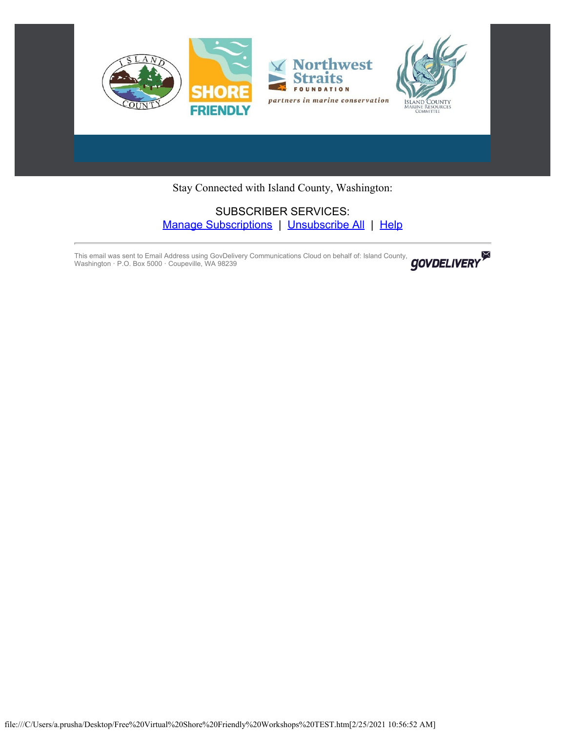Stay Connected with Island County, Washington:

SUBSCRIBER SERVICES:
Manage Subscriptions | Unsubscribe All | Help

---

This email was sent to Email Address using GovDelivery Communications Cloud on behalf of: Island County, Washington · P.O. Box 5000 · Coupeville, WA 98239